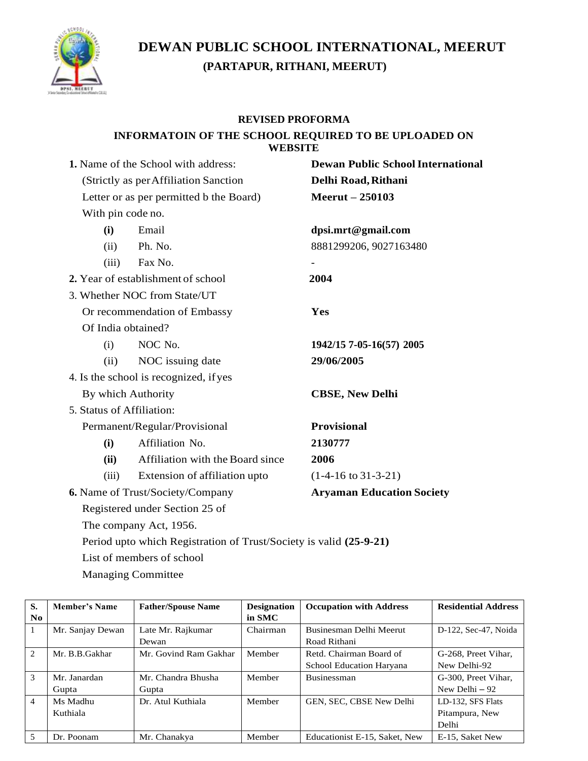# DEWAN PUBLIC SCHOOL INTERNATIONAL, MEERUT

## (PARTAPUR, RITHANI, MEERUT)

### REVISED PROFORMA

### INFORMATOIN OF THE SCHOOL REQUIRED TO BE UPLOADED ON WEBSITE

**1.** Name of the School with address: (Strictly as per Affiliation Sanction Letter or as per permitted b the Board) With pin code no. — **Dewan Public School International, Delhi Road, Rithani, Meerut – 250103**

- **(i)** Email — **dpsi.mrt@gmail.com**
- (ii) Ph. No. — 8881299206, 9027163480
- (iii) Fax No. — -

**2.** Year of establishment of school — **2004**

3. Whether NOC from State/UT Or recommendation of Embassy Of India obtained? — **Yes**

- (i) NOC No. — **1942/15 7-05-16(57) 2005**
- (ii) NOC issuing date — **29/06/2005**

4. Is the school is recognized, if yes By which Authority — **CBSE, New Delhi**

5. Status of Affiliation: Permanent/Regular/Provisional — **Provisional**

- **(i)** Affiliation No. — **2130777**
- **(ii)** Affiliation with the Board since — **2006**
- (iii) Extension of affiliation upto — (1-4-16 to 31-3-21)

**6.** Name of Trust/Society/Company Registered under Section 25 of The company Act, 1956. — **Aryaman Education Society**

Period upto which Registration of Trust/Society is valid **(25-9-21)**

List of members of school Managing Committee

| S. No | Member's Name | Father/Spouse Name | Designation in SMC | Occupation with Address | Residential Address |
|---|---|---|---|---|---|
| 1 | Mr. Sanjay Dewan | Late Mr. Rajkumar Dewan | Chairman | Businesman Delhi Meerut Road Rithani | D-122, Sec-47, Noida |
| 2 | Mr. B.B.Gakhar | Mr. Govind Ram Gakhar | Member | Retd. Chairman Board of School Education Haryana | G-268, Preet Vihar, New Delhi-92 |
| 3 | Mr. Janardan Gupta | Mr. Chandra Bhusha Gupta | Member | Businessman | G-300, Preet Vihar, New Delhi – 92 |
| 4 | Ms Madhu Kuthiala | Dr. Atul Kuthiala | Member | GEN, SEC, CBSE New Delhi | LD-132, SFS Flats Pitampura, New Delhi |
| 5 | Dr. Poonam | Mr. Chanakya | Member | Educationist E-15, Saket, New | E-15, Saket New |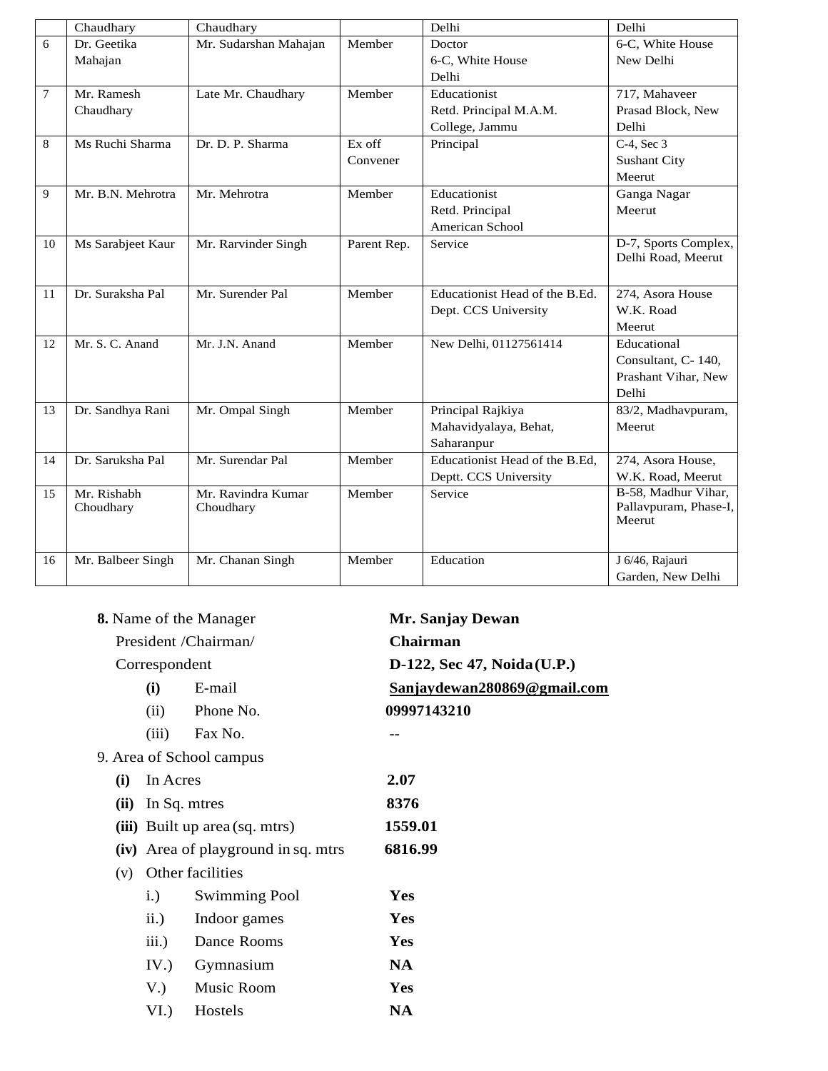| | Chaudhary | Chaudhary | | Delhi | Delhi |
|---|---|---|---|---|---|
| 6 | Dr. Geetika Mahajan | Mr. Sudarshan Mahajan | Member | Doctor 6-C, White House Delhi | 6-C, White House New Delhi |
| 7 | Mr. Ramesh Chaudhary | Late Mr. Chaudhary | Member | Educationist Retd. Principal M.A.M. College, Jammu | 717, Mahaveer Prasad Block, New Delhi |
| 8 | Ms Ruchi Sharma | Dr. D. P. Sharma | Ex off Convener | Principal | C-4, Sec 3 Sushant City Meerut |
| 9 | Mr. B.N. Mehrotra | Mr. Mehrotra | Member | Educationist Retd. Principal American School | Ganga Nagar Meerut |
| 10 | Ms Sarabjeet Kaur | Mr. Rarvinder Singh | Parent Rep. | Service | D-7, Sports Complex, Delhi Road, Meerut |
| 11 | Dr. Suraksha Pal | Mr. Surender Pal | Member | Educationist Head of the B.Ed. Dept. CCS University | 274, Asora House W.K. Road Meerut |
| 12 | Mr. S. C. Anand | Mr. J.N. Anand | Member | New Delhi, 01127561414 | Educational Consultant, C- 140, Prashant Vihar, New Delhi |
| 13 | Dr. Sandhya Rani | Mr. Ompal Singh | Member | Principal Rajkiya Mahavidyalaya, Behat, Saharanpur | 83/2, Madhavpuram, Meerut |
| 14 | Dr. Saruksha Pal | Mr. Surendar Pal | Member | Educationist Head of the B.Ed, Deptt. CCS University | 274, Asora House, W.K. Road, Meerut |
| 15 | Mr. Rishabh Choudhary | Mr. Ravindra Kumar Choudhary | Member | Service | B-58, Madhur Vihar, Pallavpuram, Phase-I, Meerut |
| 16 | Mr. Balbeer Singh | Mr. Chanan Singh | Member | Education | J 6/46, Rajauri Garden, New Delhi |

**8.** Name of the Manager President /Chairman/ Correspondent — **Mr. Sanjay Dewan**, **Chairman**, **D-122, Sec 47, Noida (U.P.)**

- **(i)** E-mail — **Sanjaydewan280869@gmail.com**
- (ii) Phone No. — **09997143210**
- (iii) Fax No. — --

9. Area of School campus

- **(i)** In Acres — **2.07**
- **(ii)** In Sq. mtres — **8376**
- **(iii)** Built up area (sq. mtrs) — **1559.01**
- **(iv)** Area of playground in sq. mtrs — **6816.99**
- (v) Other facilities
  - i.) Swimming Pool — **Yes**
  - ii.) Indoor games — **Yes**
  - iii.) Dance Rooms — **Yes**
  - IV.) Gymnasium — **NA**
  - V.) Music Room — **Yes**
  - VI.) Hostels — **NA**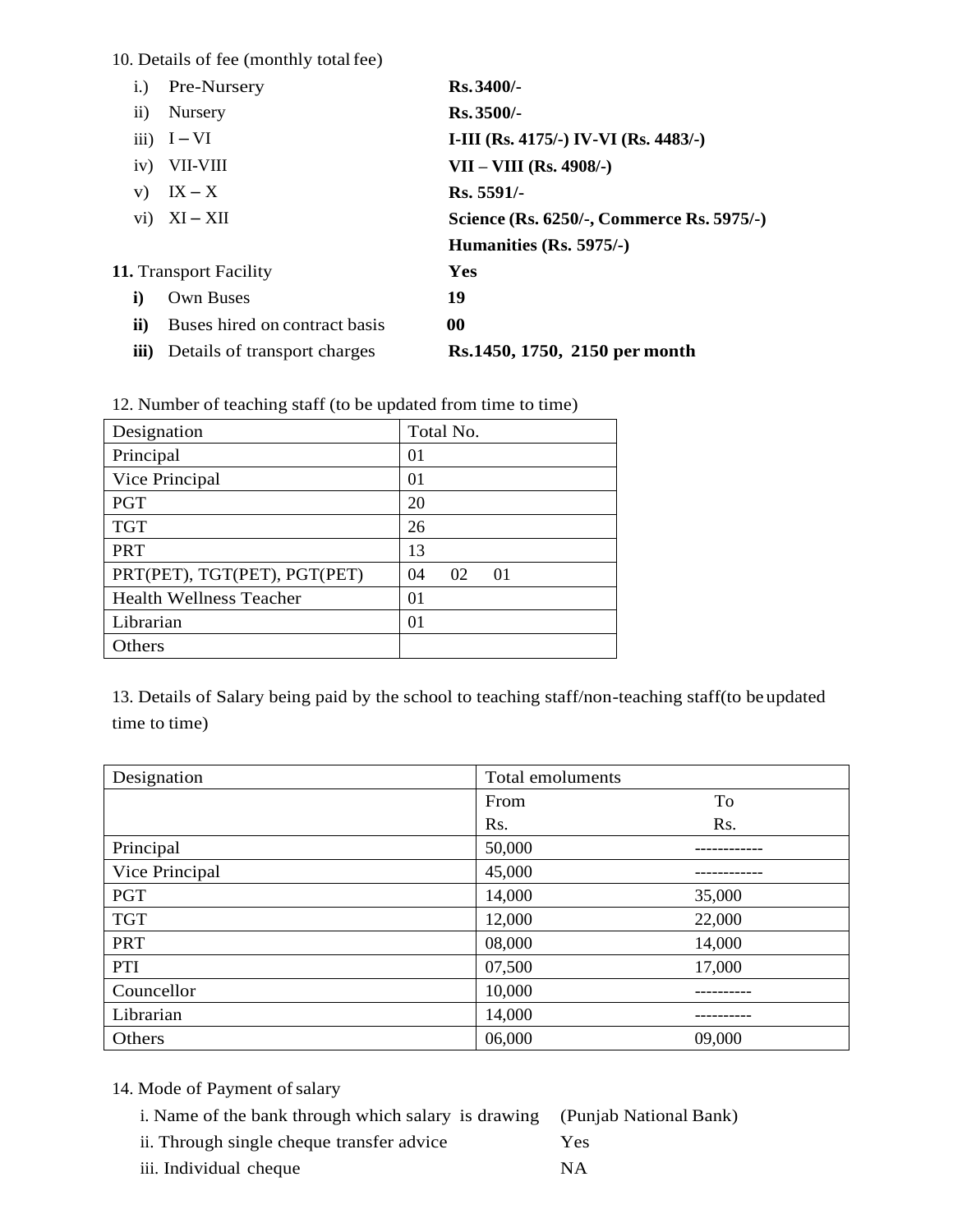10. Details of fee (monthly total fee)

| | | |
|---|---|---|
| i.) | Pre-Nursery | **Rs. 3400/-** |
| ii) | Nursery | **Rs. 3500/-** |
| iii) | I – VI | **I-III (Rs. 4175/-) IV-VI (Rs. 4483/-)** |
| iv) | VII-VIII | **VII – VIII (Rs. 4908/-)** |
| v) | IX – X | **Rs. 5591/-** |
| vi) | XI – XII | **Science (Rs. 6250/-, Commerce Rs. 5975/-)** |
| | | **Humanities (Rs. 5975/-)** |

**11.** Transport Facility **Yes**

| | | |
|---|---|---|
| **i)** | Own Buses | **19** |
| **ii)** | Buses hired on contract basis | **00** |
| **iii)** | Details of transport charges | **Rs.1450, 1750, 2150 per month** |

12. Number of teaching staff (to be updated from time to time)

| Designation | Total No. |
|---|---|
| Principal | 01 |
| Vice Principal | 01 |
| PGT | 20 |
| TGT | 26 |
| PRT | 13 |
| PRT(PET), TGT(PET), PGT(PET) | 04 02 01 |
| Health Wellness Teacher | 01 |
| Librarian | 01 |
| Others | |

13. Details of Salary being paid by the school to teaching staff/non-teaching staff(to be updated time to time)

| Designation | Total emoluments | |
|---|---|---|
| | From Rs. | To Rs. |
| Principal | 50,000 | ------------ |
| Vice Principal | 45,000 | ------------ |
| PGT | 14,000 | 35,000 |
| TGT | 12,000 | 22,000 |
| PRT | 08,000 | 14,000 |
| PTI | 07,500 | 17,000 |
| Councellor | 10,000 | ---------- |
| Librarian | 14,000 | ---------- |
| Others | 06,000 | 09,000 |

14. Mode of Payment of salary

| | |
|---|---|
| i. Name of the bank through which salary is drawing | (Punjab National Bank) |
| ii. Through single cheque transfer advice | Yes |
| iii. Individual cheque | NA |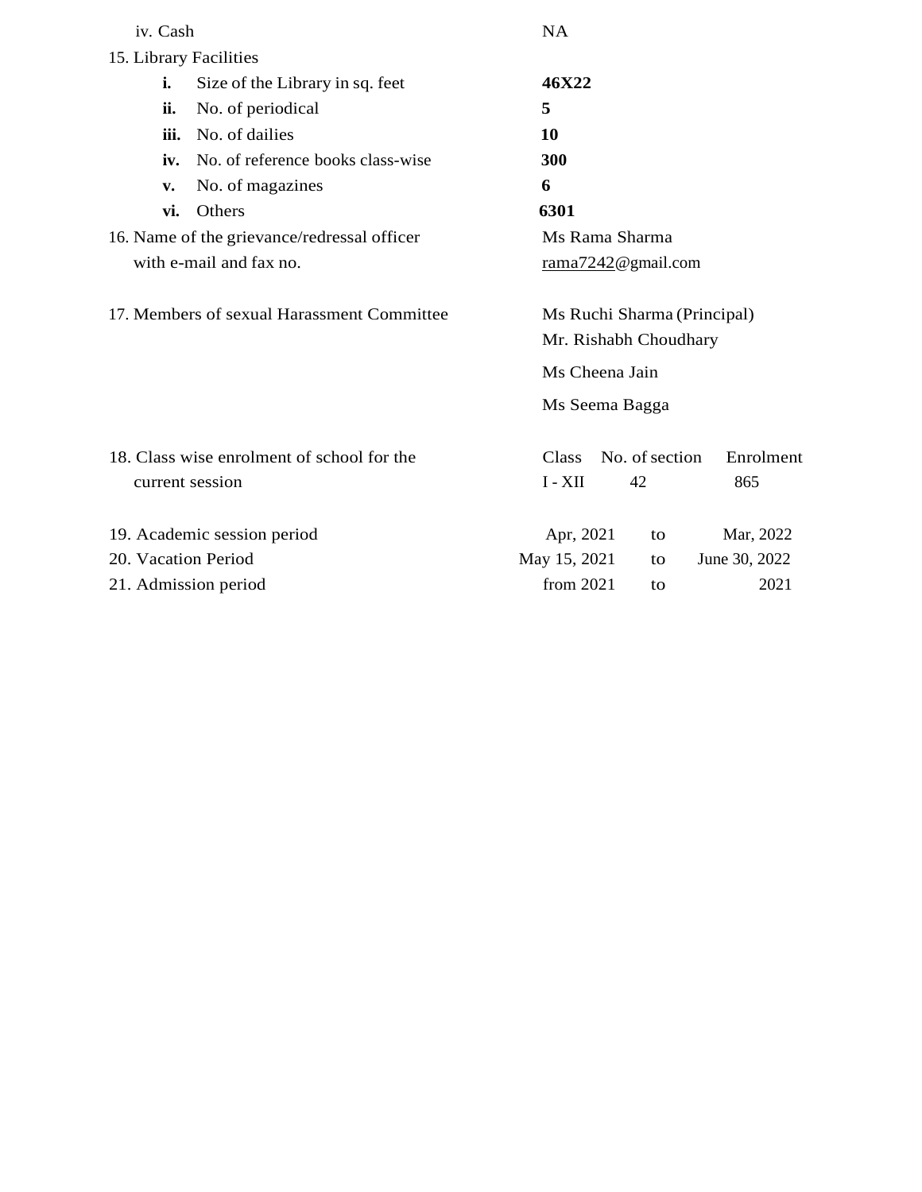iv. Cash NA

15. Library Facilities

| | | |
|---|---|---|
| **i.** | Size of the Library in sq. feet | **46X22** |
| **ii.** | No. of periodical | **5** |
| **iii.** | No. of dailies | **10** |
| **iv.** | No. of reference books class-wise | **300** |
| **v.** | No. of magazines | **6** |
| **vi.** | Others | **6301** |

16. Name of the grievance/redressal officer with e-mail and fax no. — Ms Rama Sharma, rama7242@gmail.com

17. Members of sexual Harassment Committee

- Ms Ruchi Sharma (Principal)
- Mr. Rishabh Choudhary
- Ms Cheena Jain
- Ms Seema Bagga

18. Class wise enrolment of school for the current session

| Class | No. of section | Enrolment |
|---|---|---|
| I - XII | 42 | 865 |

| | | | |
|---|---|---|---|
| 19. Academic session period | Apr, 2021 | to | Mar, 2022 |
| 20. Vacation Period | May 15, 2021 | to | June 30, 2022 |
| 21. Admission period | from 2021 | to | 2021 |